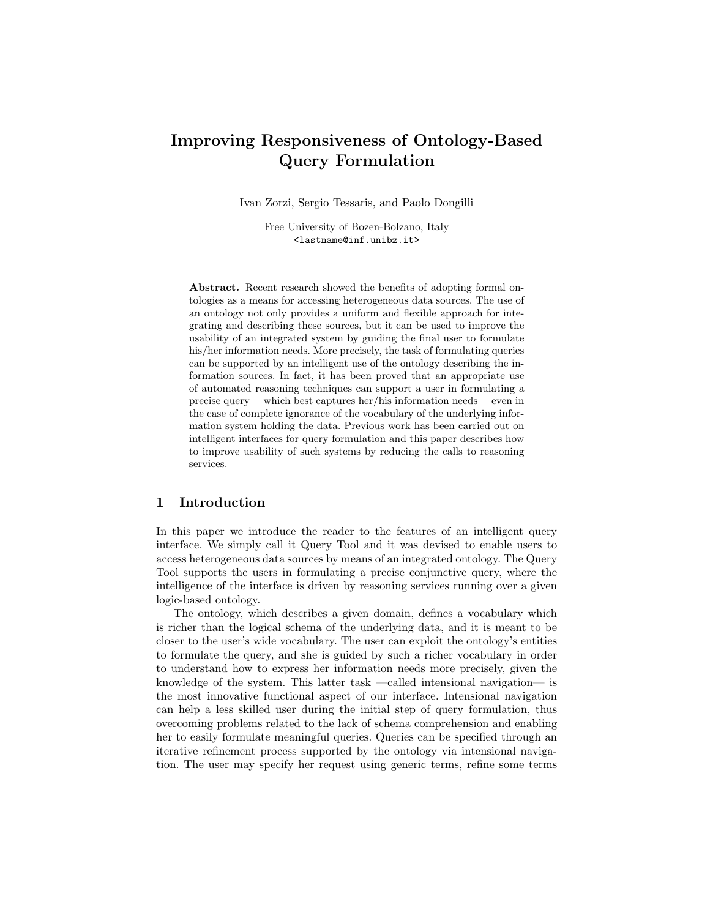# Improving Responsiveness of Ontology-Based Query Formulation

Ivan Zorzi, Sergio Tessaris, and Paolo Dongilli

Free University of Bozen-Bolzano, Italy
<lastname@inf.unibz.it>

**Abstract.** Recent research showed the benefits of adopting formal ontologies as a means for accessing heterogeneous data sources. The use of an ontology not only provides a uniform and flexible approach for integrating and describing these sources, but it can be used to improve the usability of an integrated system by guiding the final user to formulate his/her information needs. More precisely, the task of formulating queries can be supported by an intelligent use of the ontology describing the information sources. In fact, it has been proved that an appropriate use of automated reasoning techniques can support a user in formulating a precise query —which best captures her/his information needs— even in the case of complete ignorance of the vocabulary of the underlying information system holding the data. Previous work has been carried out on intelligent interfaces for query formulation and this paper describes how to improve usability of such systems by reducing the calls to reasoning services.

## 1 Introduction

In this paper we introduce the reader to the features of an intelligent query interface. We simply call it Query Tool and it was devised to enable users to access heterogeneous data sources by means of an integrated ontology. The Query Tool supports the users in formulating a precise conjunctive query, where the intelligence of the interface is driven by reasoning services running over a given logic-based ontology.

The ontology, which describes a given domain, defines a vocabulary which is richer than the logical schema of the underlying data, and it is meant to be closer to the user's wide vocabulary. The user can exploit the ontology's entities to formulate the query, and she is guided by such a richer vocabulary in order to understand how to express her information needs more precisely, given the knowledge of the system. This latter task —called intensional navigation— is the most innovative functional aspect of our interface. Intensional navigation can help a less skilled user during the initial step of query formulation, thus overcoming problems related to the lack of schema comprehension and enabling her to easily formulate meaningful queries. Queries can be specified through an iterative refinement process supported by the ontology via intensional navigation. The user may specify her request using generic terms, refine some terms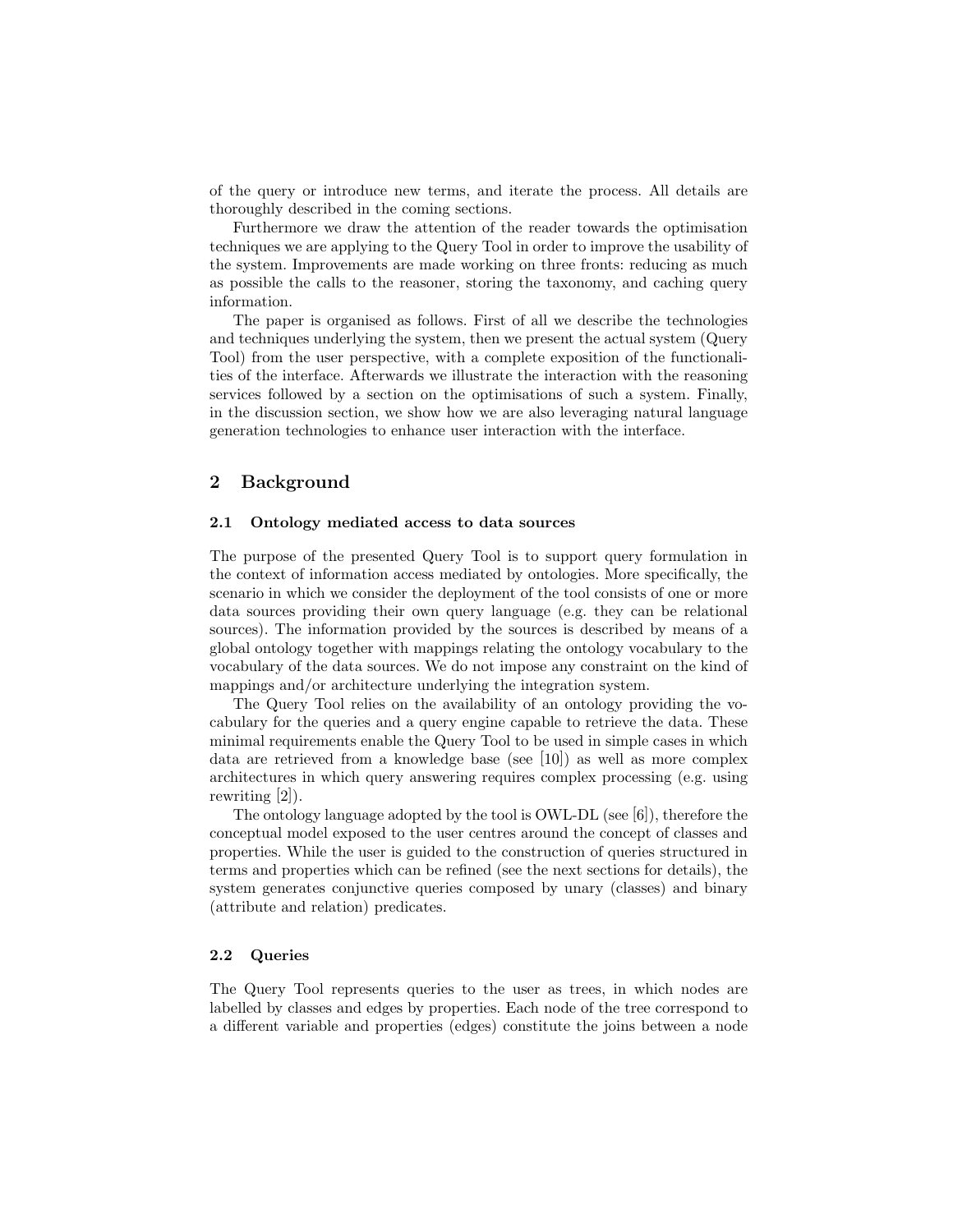of the query or introduce new terms, and iterate the process. All details are thoroughly described in the coming sections.

Furthermore we draw the attention of the reader towards the optimisation techniques we are applying to the Query Tool in order to improve the usability of the system. Improvements are made working on three fronts: reducing as much as possible the calls to the reasoner, storing the taxonomy, and caching query information.

The paper is organised as follows. First of all we describe the technologies and techniques underlying the system, then we present the actual system (Query Tool) from the user perspective, with a complete exposition of the functionalities of the interface. Afterwards we illustrate the interaction with the reasoning services followed by a section on the optimisations of such a system. Finally, in the discussion section, we show how we are also leveraging natural language generation technologies to enhance user interaction with the interface.

## 2 Background

### 2.1 Ontology mediated access to data sources

The purpose of the presented Query Tool is to support query formulation in the context of information access mediated by ontologies. More specifically, the scenario in which we consider the deployment of the tool consists of one or more data sources providing their own query language (e.g. they can be relational sources). The information provided by the sources is described by means of a global ontology together with mappings relating the ontology vocabulary to the vocabulary of the data sources. We do not impose any constraint on the kind of mappings and/or architecture underlying the integration system.

The Query Tool relies on the availability of an ontology providing the vocabulary for the queries and a query engine capable to retrieve the data. These minimal requirements enable the Query Tool to be used in simple cases in which data are retrieved from a knowledge base (see [10]) as well as more complex architectures in which query answering requires complex processing (e.g. using rewriting [2]).

The ontology language adopted by the tool is OWL-DL (see [6]), therefore the conceptual model exposed to the user centres around the concept of classes and properties. While the user is guided to the construction of queries structured in terms and properties which can be refined (see the next sections for details), the system generates conjunctive queries composed by unary (classes) and binary (attribute and relation) predicates.

### 2.2 Queries

The Query Tool represents queries to the user as trees, in which nodes are labelled by classes and edges by properties. Each node of the tree correspond to a different variable and properties (edges) constitute the joins between a node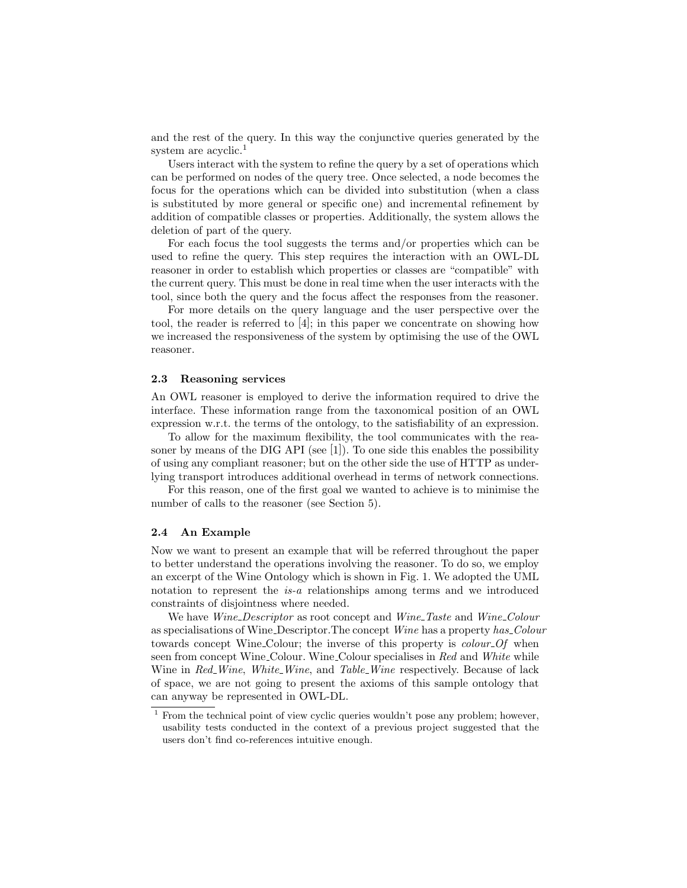and the rest of the query. In this way the conjunctive queries generated by the system are acyclic.[1]

Users interact with the system to refine the query by a set of operations which can be performed on nodes of the query tree. Once selected, a node becomes the focus for the operations which can be divided into substitution (when a class is substituted by more general or specific one) and incremental refinement by addition of compatible classes or properties. Additionally, the system allows the deletion of part of the query.

For each focus the tool suggests the terms and/or properties which can be used to refine the query. This step requires the interaction with an OWL-DL reasoner in order to establish which properties or classes are "compatible" with the current query. This must be done in real time when the user interacts with the tool, since both the query and the focus affect the responses from the reasoner.

For more details on the query language and the user perspective over the tool, the reader is referred to [4]; in this paper we concentrate on showing how we increased the responsiveness of the system by optimising the use of the OWL reasoner.

### 2.3 Reasoning services

An OWL reasoner is employed to derive the information required to drive the interface. These information range from the taxonomical position of an OWL expression w.r.t. the terms of the ontology, to the satisfiability of an expression.

To allow for the maximum flexibility, the tool communicates with the reasoner by means of the DIG API (see [1]). To one side this enables the possibility of using any compliant reasoner; but on the other side the use of HTTP as underlying transport introduces additional overhead in terms of network connections.

For this reason, one of the first goal we wanted to achieve is to minimise the number of calls to the reasoner (see Section 5).

### 2.4 An Example

Now we want to present an example that will be referred throughout the paper to better understand the operations involving the reasoner. To do so, we employ an excerpt of the Wine Ontology which is shown in Fig. 1. We adopted the UML notation to represent the *is-a* relationships among terms and we introduced constraints of disjointness where needed.

We have *Wine_Descriptor* as root concept and *Wine_Taste* and *Wine_Colour* as specialisations of Wine_Descriptor.The concept *Wine* has a property *has_Colour* towards concept Wine_Colour; the inverse of this property is *colour_Of* when seen from concept Wine_Colour. Wine_Colour specialises in *Red* and *White* while Wine in *Red_Wine*, *White_Wine*, and *Table_Wine* respectively. Because of lack of space, we are not going to present the axioms of this sample ontology that can anyway be represented in OWL-DL.

[1] From the technical point of view cyclic queries wouldn't pose any problem; however, usability tests conducted in the context of a previous project suggested that the users don't find co-references intuitive enough.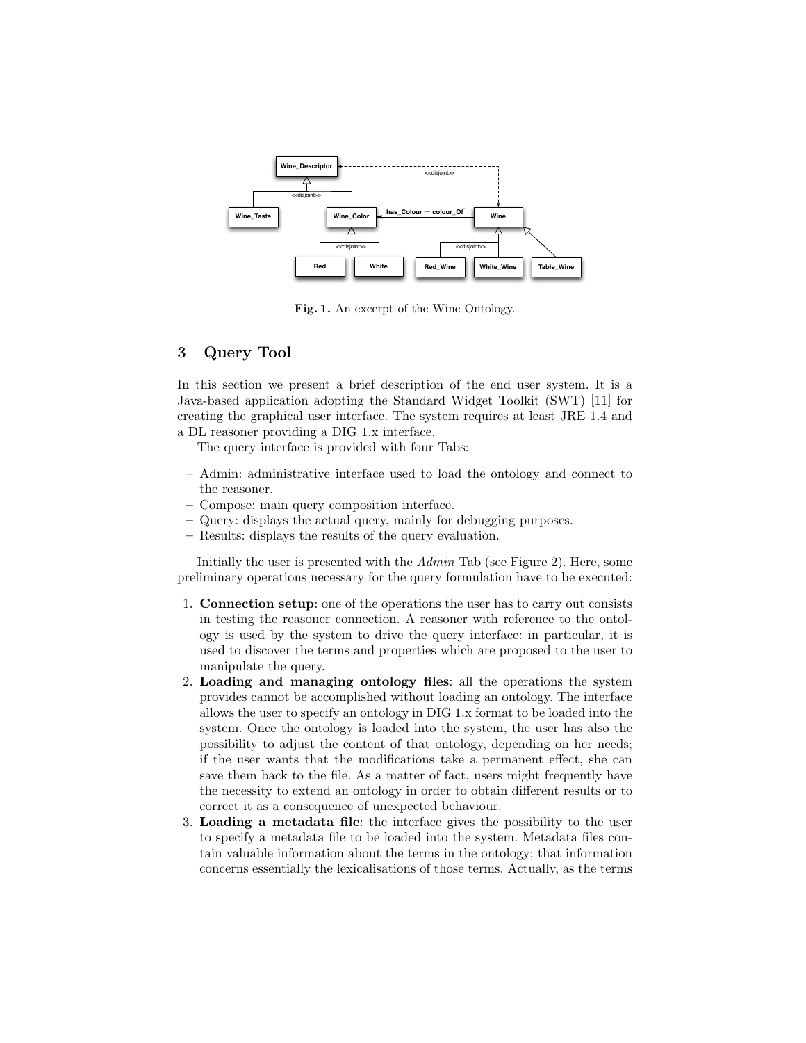Fig. 1. An excerpt of the Wine Ontology.

## 3 Query Tool

In this section we present a brief description of the end user system. It is a Java-based application adopting the Standard Widget Toolkit (SWT) [11] for creating the graphical user interface. The system requires at least JRE 1.4 and a DL reasoner providing a DIG 1.x interface.

The query interface is provided with four Tabs:

- Admin: administrative interface used to load the ontology and connect to the reasoner.
- Compose: main query composition interface.
- Query: displays the actual query, mainly for debugging purposes.
- Results: displays the results of the query evaluation.

Initially the user is presented with the *Admin* Tab (see Figure 2). Here, some preliminary operations necessary for the query formulation have to be executed:

1. **Connection setup**: one of the operations the user has to carry out consists in testing the reasoner connection. A reasoner with reference to the ontology is used by the system to drive the query interface: in particular, it is used to discover the terms and properties which are proposed to the user to manipulate the query.
2. **Loading and managing ontology files**: all the operations the system provides cannot be accomplished without loading an ontology. The interface allows the user to specify an ontology in DIG 1.x format to be loaded into the system. Once the ontology is loaded into the system, the user has also the possibility to adjust the content of that ontology, depending on her needs; if the user wants that the modifications take a permanent effect, she can save them back to the file. As a matter of fact, users might frequently have the necessity to extend an ontology in order to obtain different results or to correct it as a consequence of unexpected behaviour.
3. **Loading a metadata file**: the interface gives the possibility to the user to specify a metadata file to be loaded into the system. Metadata files contain valuable information about the terms in the ontology; that information concerns essentially the lexicalisations of those terms. Actually, as the terms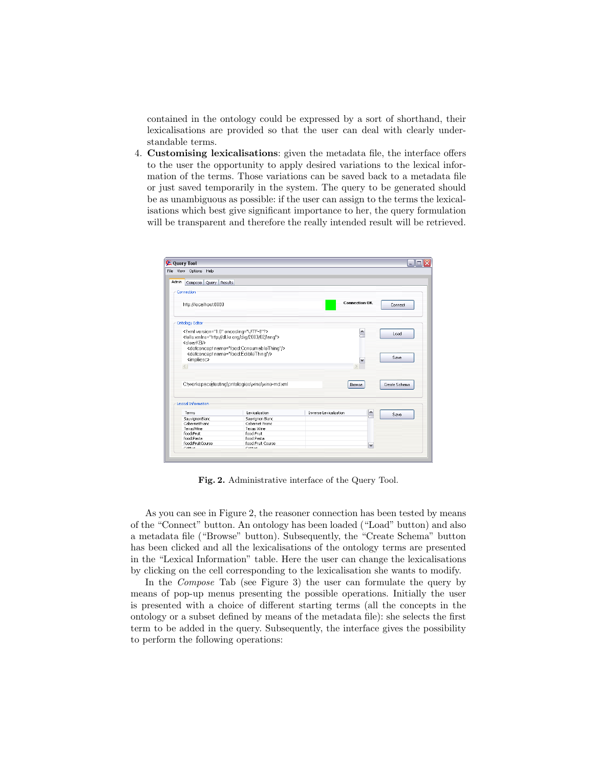contained in the ontology could be expressed by a sort of shorthand, their lexicalisations are provided so that the user can deal with clearly understandable terms.

4. **Customising lexicalisations**: given the metadata file, the interface offers to the user the opportunity to apply desired variations to the lexical information of the terms. Those variations can be saved back to a metadata file or just saved temporarily in the system. The query to be generated should be as unambiguous as possible: if the user can assign to the terms the lexicalisations which best give significant importance to her, the query formulation will be transparent and therefore the really intended result will be retrieved.

**Fig. 2.** Administrative interface of the Query Tool.

As you can see in Figure 2, the reasoner connection has been tested by means of the “Connect” button. An ontology has been loaded (“Load” button) and also a metadata file (“Browse” button). Subsequently, the “Create Schema” button has been clicked and all the lexicalisations of the ontology terms are presented in the “Lexical Information” table. Here the user can change the lexicalisations by clicking on the cell corresponding to the lexicalisation she wants to modify.

In the *Compose* Tab (see Figure 3) the user can formulate the query by means of pop-up menus presenting the possible operations. Initially the user is presented with a choice of different starting terms (all the concepts in the ontology or a subset defined by means of the metadata file): she selects the first term to be added in the query. Subsequently, the interface gives the possibility to perform the following operations: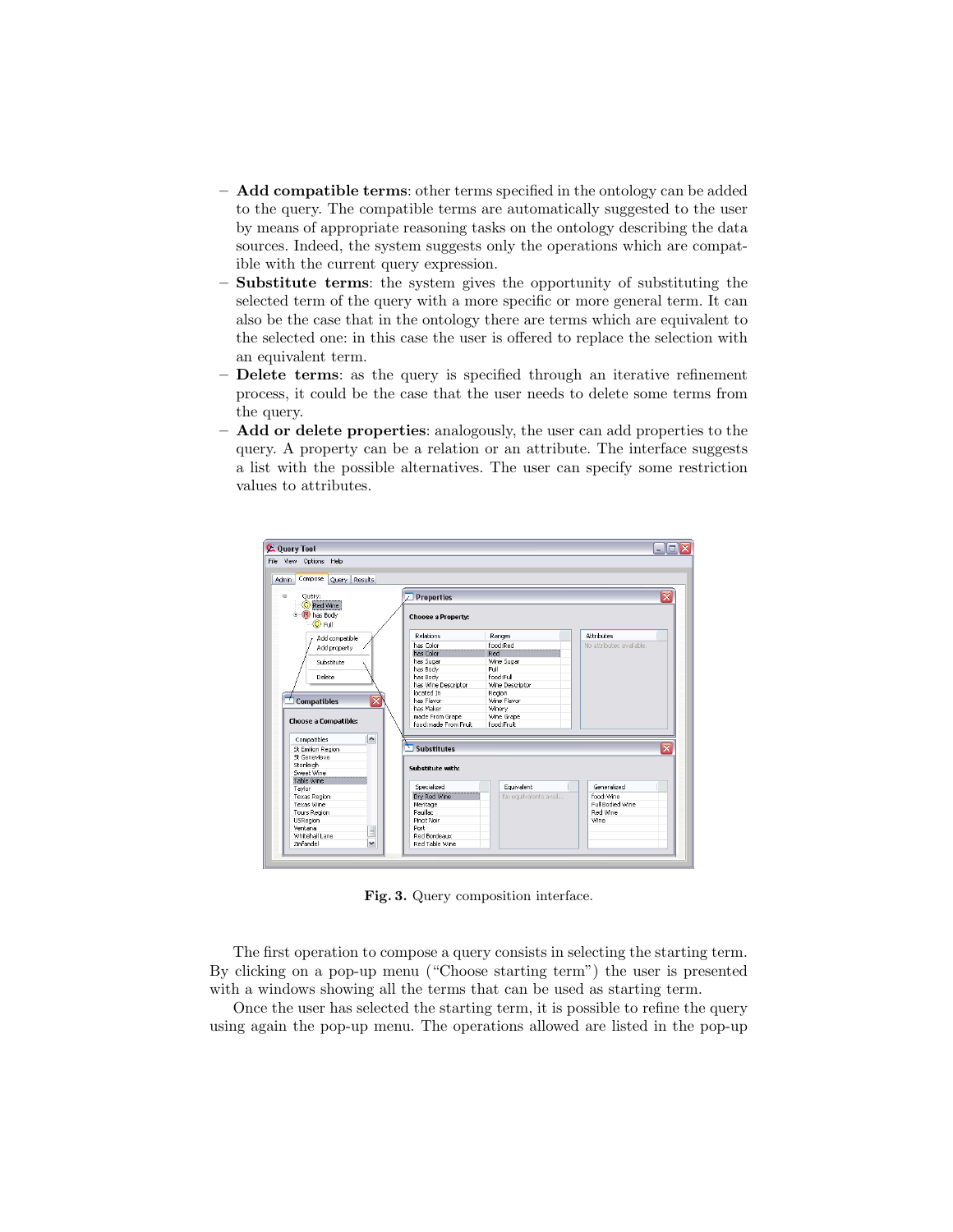- **Add compatible terms**: other terms specified in the ontology can be added to the query. The compatible terms are automatically suggested to the user by means of appropriate reasoning tasks on the ontology describing the data sources. Indeed, the system suggests only the operations which are compatible with the current query expression.
- **Substitute terms**: the system gives the opportunity of substituting the selected term of the query with a more specific or more general term. It can also be the case that in the ontology there are terms which are equivalent to the selected one: in this case the user is offered to replace the selection with an equivalent term.
- **Delete terms**: as the query is specified through an iterative refinement process, it could be the case that the user needs to delete some terms from the query.
- **Add or delete properties**: analogously, the user can add properties to the query. A property can be a relation or an attribute. The interface suggests a list with the possible alternatives. The user can specify some restriction values to attributes.

**Fig. 3.** Query composition interface.

The first operation to compose a query consists in selecting the starting term. By clicking on a pop-up menu ("Choose starting term") the user is presented with a windows showing all the terms that can be used as starting term.

Once the user has selected the starting term, it is possible to refine the query using again the pop-up menu. The operations allowed are listed in the pop-up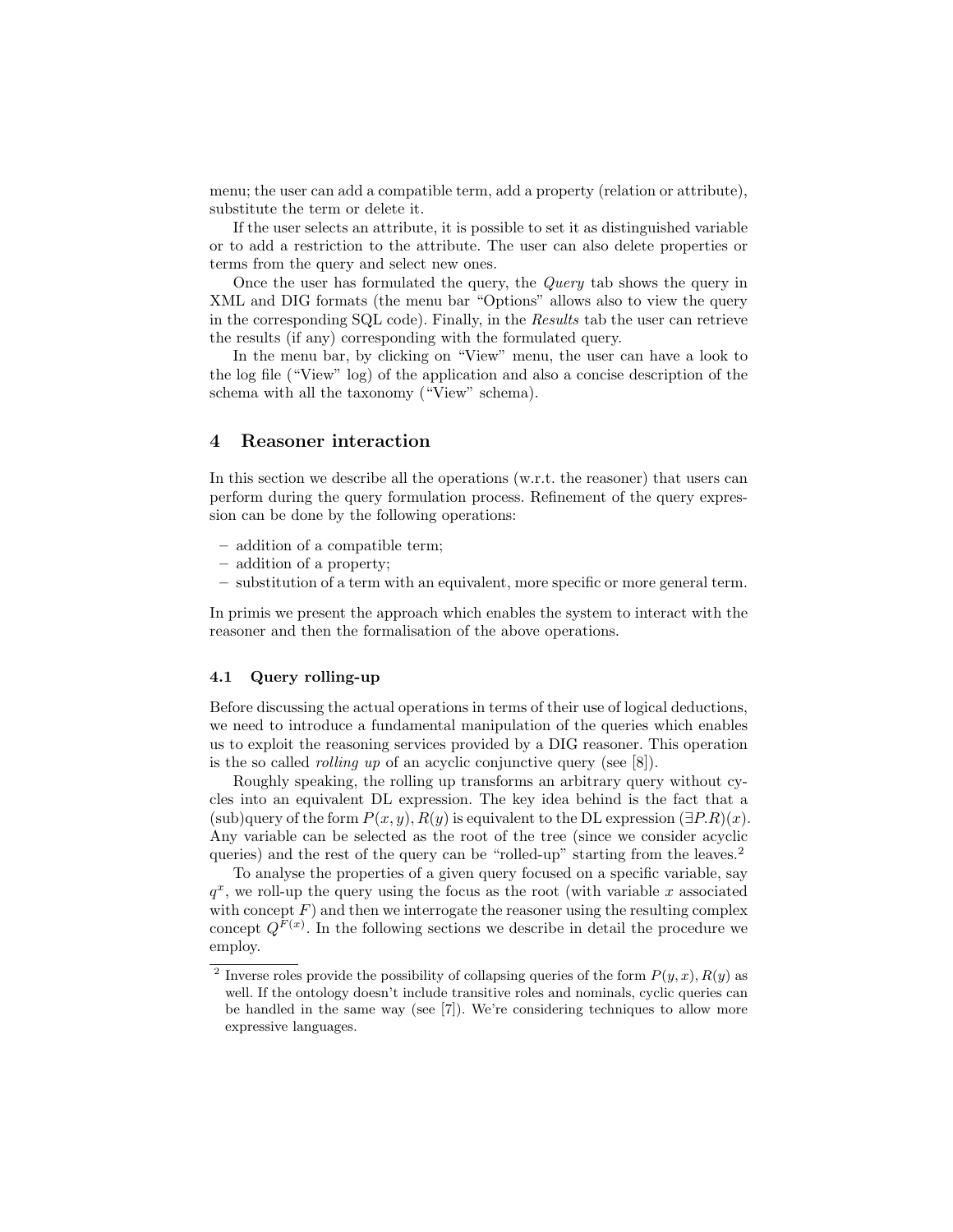menu; the user can add a compatible term, add a property (relation or attribute), substitute the term or delete it.

If the user selects an attribute, it is possible to set it as distinguished variable or to add a restriction to the attribute. The user can also delete properties or terms from the query and select new ones.

Once the user has formulated the query, the *Query* tab shows the query in XML and DIG formats (the menu bar "Options" allows also to view the query in the corresponding SQL code). Finally, in the *Results* tab the user can retrieve the results (if any) corresponding with the formulated query.

In the menu bar, by clicking on "View" menu, the user can have a look to the log file ("View" log) of the application and also a concise description of the schema with all the taxonomy ("View" schema).

## 4 Reasoner interaction

In this section we describe all the operations (w.r.t. the reasoner) that users can perform during the query formulation process. Refinement of the query expression can be done by the following operations:

- addition of a compatible term;
- addition of a property;
- substitution of a term with an equivalent, more specific or more general term.

In primis we present the approach which enables the system to interact with the reasoner and then the formalisation of the above operations.

### 4.1 Query rolling-up

Before discussing the actual operations in terms of their use of logical deductions, we need to introduce a fundamental manipulation of the queries which enables us to exploit the reasoning services provided by a DIG reasoner. This operation is the so called *rolling up* of an acyclic conjunctive query (see [8]).

Roughly speaking, the rolling up transforms an arbitrary query without cycles into an equivalent DL expression. The key idea behind is the fact that a (sub)query of the form $P(x, y), R(y)$ is equivalent to the DL expression $(\exists P.R)(x)$. Any variable can be selected as the root of the tree (since we consider acyclic queries) and the rest of the query can be "rolled-up" starting from the leaves.[2]

To analyse the properties of a given query focused on a specific variable, say $q^x$, we roll-up the query using the focus as the root (with variable $x$ associated with concept $F$) and then we interrogate the reasoner using the resulting complex concept $Q^{F(x)}$. In the following sections we describe in detail the procedure we employ.

[2] Inverse roles provide the possibility of collapsing queries of the form $P(y, x), R(y)$ as well. If the ontology doesn't include transitive roles and nominals, cyclic queries can be handled in the same way (see [7]). We're considering techniques to allow more expressive languages.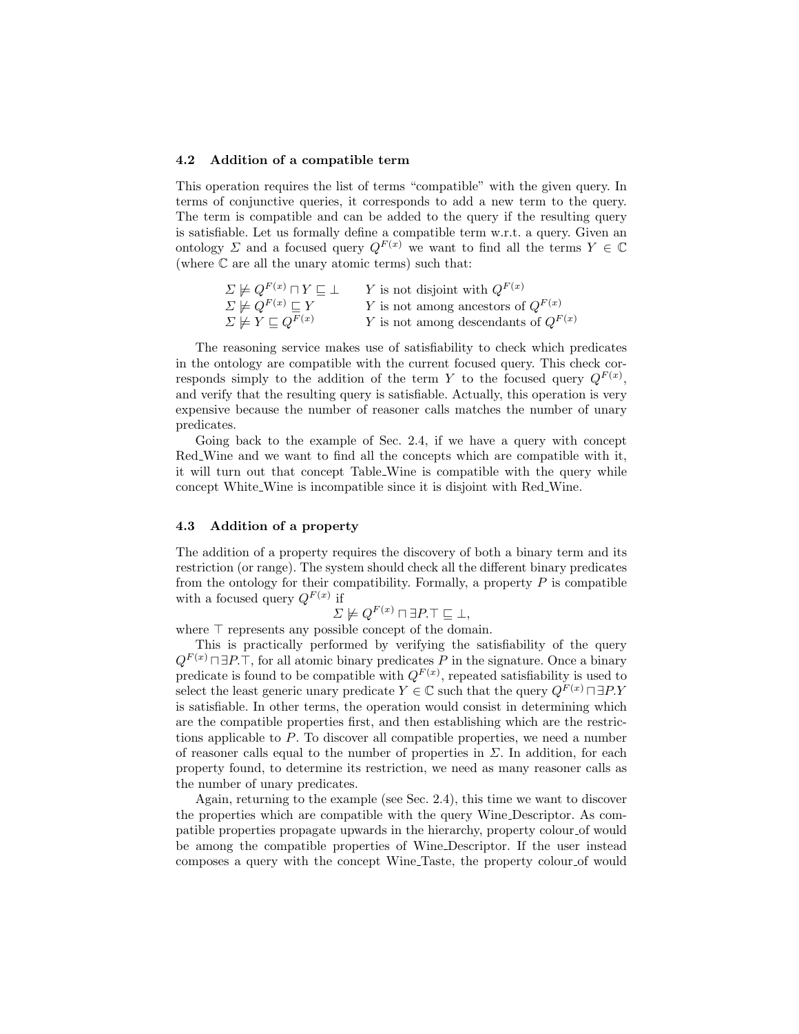### 4.2 Addition of a compatible term

This operation requires the list of terms "compatible" with the given query. In terms of conjunctive queries, it corresponds to add a new term to the query. The term is compatible and can be added to the query if the resulting query is satisfiable. Let us formally define a compatible term w.r.t. a query. Given an ontology $\Sigma$ and a focused query $Q^{F(x)}$ we want to find all the terms $Y \in \mathbb{C}$ (where $\mathbb{C}$ are all the unary atomic terms) such that:

$$
\begin{array}{ll}
\Sigma \not\models Q^{F(x)} \sqcap Y \sqsubseteq \bot & Y \text{ is not disjoint with } Q^{F(x)} \\
\Sigma \not\models Q^{F(x)} \sqsubseteq Y & Y \text{ is not among ancestors of } Q^{F(x)} \\
\Sigma \not\models Y \sqsubseteq Q^{F(x)} & Y \text{ is not among descendants of } Q^{F(x)}
\end{array}
$$

The reasoning service makes use of satisfiability to check which predicates in the ontology are compatible with the current focused query. This check corresponds simply to the addition of the term $Y$ to the focused query $Q^{F(x)}$, and verify that the resulting query is satisfiable. Actually, this operation is very expensive because the number of reasoner calls matches the number of unary predicates.

Going back to the example of Sec. 2.4, if we have a query with concept Red_Wine and we want to find all the concepts which are compatible with it, it will turn out that concept Table_Wine is compatible with the query while concept White_Wine is incompatible since it is disjoint with Red_Wine.

### 4.3 Addition of a property

The addition of a property requires the discovery of both a binary term and its restriction (or range). The system should check all the different binary predicates from the ontology for their compatibility. Formally, a property $P$ is compatible with a focused query $Q^{F(x)}$ if

$$
\Sigma \not\models Q^{F(x)} \sqcap \exists P.\top \sqsubseteq \bot,
$$

where $\top$ represents any possible concept of the domain.

This is practically performed by verifying the satisfiability of the query $Q^{F(x)} \sqcap \exists P.\top$, for all atomic binary predicates $P$ in the signature. Once a binary predicate is found to be compatible with $Q^{F(x)}$, repeated satisfiability is used to select the least generic unary predicate $Y \in \mathbb{C}$ such that the query $Q^{F(x)} \sqcap \exists P.Y$ is satisfiable. In other terms, the operation would consist in determining which are the compatible properties first, and then establishing which are the restrictions applicable to $P$. To discover all compatible properties, we need a number of reasoner calls equal to the number of properties in $\Sigma$. In addition, for each property found, to determine its restriction, we need as many reasoner calls as the number of unary predicates.

Again, returning to the example (see Sec. 2.4), this time we want to discover the properties which are compatible with the query Wine_Descriptor. As compatible properties propagate upwards in the hierarchy, property colour_of would be among the compatible properties of Wine_Descriptor. If the user instead composes a query with the concept Wine_Taste, the property colour_of would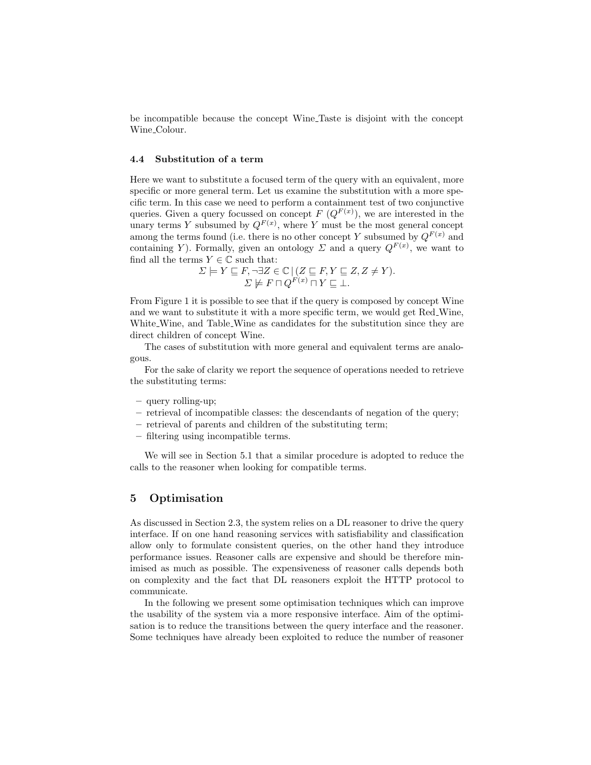be incompatible because the concept Wine_Taste is disjoint with the concept Wine_Colour.

### 4.4 Substitution of a term

Here we want to substitute a focused term of the query with an equivalent, more specific or more general term. Let us examine the substitution with a more specific term. In this case we need to perform a containment test of two conjunctive queries. Given a query focussed on concept $F$ ($Q^{F(x)}$), we are interested in the unary terms $Y$ subsumed by $Q^{F(x)}$, where $Y$ must be the most general concept among the terms found (i.e. there is no other concept $Y$ subsumed by $Q^{F(x)}$ and containing $Y$). Formally, given an ontology $\Sigma$ and a query $Q^{F(x)}$, we want to find all the terms $Y \in \mathbb{C}$ such that:

$$\Sigma \models Y \sqsubseteq F, \neg\exists Z \in \mathbb{C} \,|\, (Z \sqsubseteq F, Y \sqsubseteq Z, Z \neq Y).$$
$$\Sigma \not\models F \sqcap Q^{F(x)} \sqcap Y \sqsubseteq \bot.$$

From Figure 1 it is possible to see that if the query is composed by concept Wine and we want to substitute it with a more specific term, we would get Red_Wine, White_Wine, and Table_Wine as candidates for the substitution since they are direct children of concept Wine.

The cases of substitution with more general and equivalent terms are analogous.

For the sake of clarity we report the sequence of operations needed to retrieve the substituting terms:

- query rolling-up;
- retrieval of incompatible classes: the descendants of negation of the query;
- retrieval of parents and children of the substituting term;
- filtering using incompatible terms.

We will see in Section 5.1 that a similar procedure is adopted to reduce the calls to the reasoner when looking for compatible terms.

## 5 Optimisation

As discussed in Section 2.3, the system relies on a DL reasoner to drive the query interface. If on one hand reasoning services with satisfiability and classification allow only to formulate consistent queries, on the other hand they introduce performance issues. Reasoner calls are expensive and should be therefore minimised as much as possible. The expensiveness of reasoner calls depends both on complexity and the fact that DL reasoners exploit the HTTP protocol to communicate.

In the following we present some optimisation techniques which can improve the usability of the system via a more responsive interface. Aim of the optimisation is to reduce the transitions between the query interface and the reasoner. Some techniques have already been exploited to reduce the number of reasoner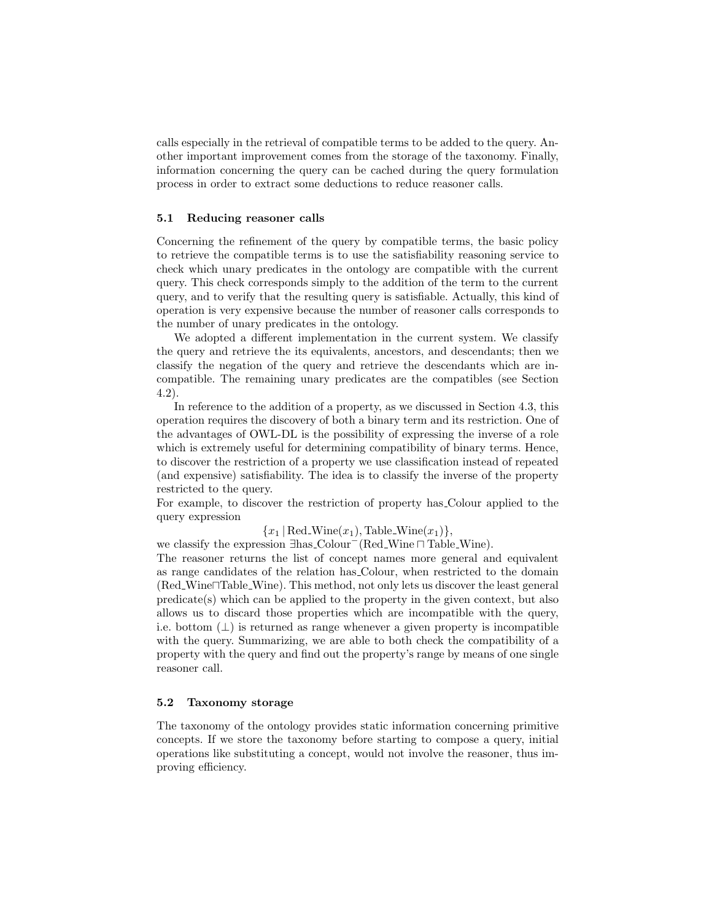calls especially in the retrieval of compatible terms to be added to the query. Another important improvement comes from the storage of the taxonomy. Finally, information concerning the query can be cached during the query formulation process in order to extract some deductions to reduce reasoner calls.

### 5.1 Reducing reasoner calls

Concerning the refinement of the query by compatible terms, the basic policy to retrieve the compatible terms is to use the satisfiability reasoning service to check which unary predicates in the ontology are compatible with the current query. This check corresponds simply to the addition of the term to the current query, and to verify that the resulting query is satisfiable. Actually, this kind of operation is very expensive because the number of reasoner calls corresponds to the number of unary predicates in the ontology.

We adopted a different implementation in the current system. We classify the query and retrieve the its equivalents, ancestors, and descendants; then we classify the negation of the query and retrieve the descendants which are incompatible. The remaining unary predicates are the compatibles (see Section 4.2).

In reference to the addition of a property, as we discussed in Section 4.3, this operation requires the discovery of both a binary term and its restriction. One of the advantages of OWL-DL is the possibility of expressing the inverse of a role which is extremely useful for determining compatibility of binary terms. Hence, to discover the restriction of a property we use classification instead of repeated (and expensive) satisfiability. The idea is to classify the inverse of the property restricted to the query.
For example, to discover the restriction of property has_Colour applied to the query expression

$$\{x_1 \mid \text{Red\_Wine}(x_1), \text{Table\_Wine}(x_1)\},$$

we classify the expression $\exists \text{has\_Colour}^{-}(\text{Red\_Wine} \sqcap \text{Table\_Wine})$.
The reasoner returns the list of concept names more general and equivalent as range candidates of the relation has_Colour, when restricted to the domain ($\text{Red\_Wine} \sqcap \text{Table\_Wine}$). This method, not only lets us discover the least general predicate(s) which can be applied to the property in the given context, but also allows us to discard those properties which are incompatible with the query, i.e. bottom ($\perp$) is returned as range whenever a given property is incompatible with the query. Summarizing, we are able to both check the compatibility of a property with the query and find out the property's range by means of one single reasoner call.

### 5.2 Taxonomy storage

The taxonomy of the ontology provides static information concerning primitive concepts. If we store the taxonomy before starting to compose a query, initial operations like substituting a concept, would not involve the reasoner, thus improving efficiency.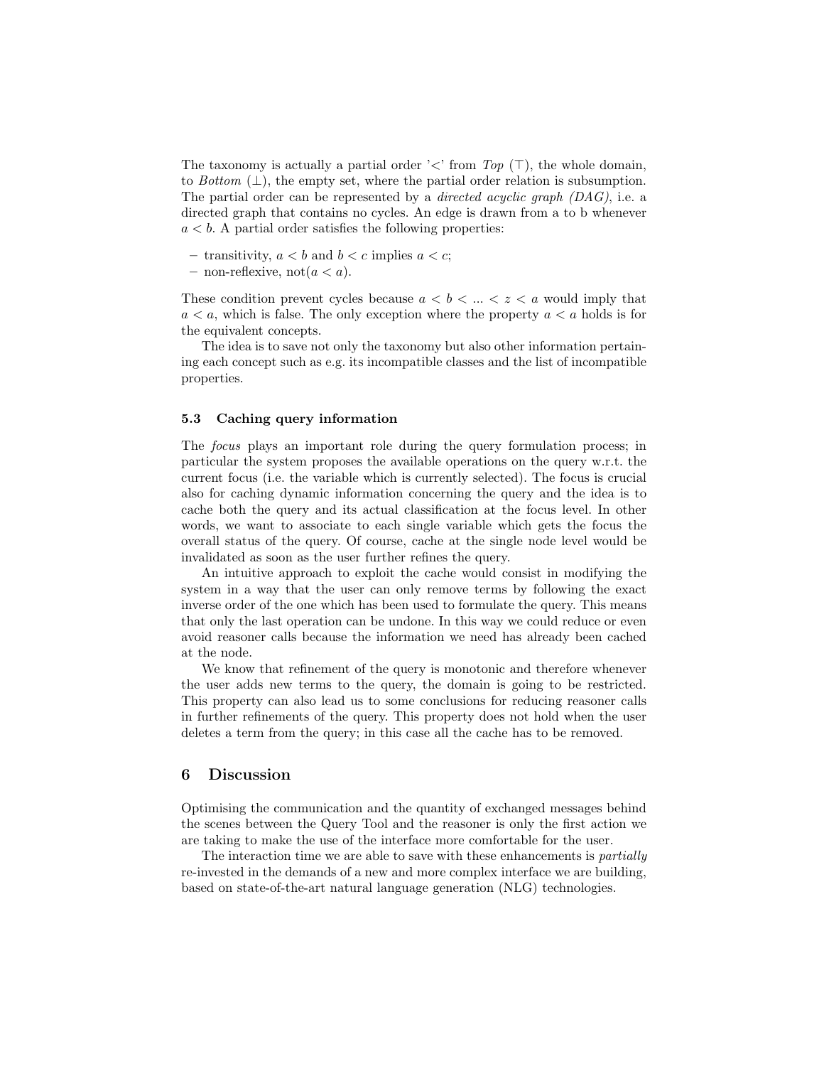The taxonomy is actually a partial order '$<$' from *Top* ($\top$), the whole domain, to *Bottom* ($\bot$), the empty set, where the partial order relation is subsumption. The partial order can be represented by a *directed acyclic graph (DAG)*, i.e. a directed graph that contains no cycles. An edge is drawn from a to b whenever $a < b$. A partial order satisfies the following properties:

- transitivity, $a < b$ and $b < c$ implies $a < c$;
- non-reflexive, not($a < a$).

These condition prevent cycles because $a < b < ... < z < a$ would imply that $a < a$, which is false. The only exception where the property $a < a$ holds is for the equivalent concepts.

The idea is to save not only the taxonomy but also other information pertaining each concept such as e.g. its incompatible classes and the list of incompatible properties.

### 5.3 Caching query information

The *focus* plays an important role during the query formulation process; in particular the system proposes the available operations on the query w.r.t. the current focus (i.e. the variable which is currently selected). The focus is crucial also for caching dynamic information concerning the query and the idea is to cache both the query and its actual classification at the focus level. In other words, we want to associate to each single variable which gets the focus the overall status of the query. Of course, cache at the single node level would be invalidated as soon as the user further refines the query.

An intuitive approach to exploit the cache would consist in modifying the system in a way that the user can only remove terms by following the exact inverse order of the one which has been used to formulate the query. This means that only the last operation can be undone. In this way we could reduce or even avoid reasoner calls because the information we need has already been cached at the node.

We know that refinement of the query is monotonic and therefore whenever the user adds new terms to the query, the domain is going to be restricted. This property can also lead us to some conclusions for reducing reasoner calls in further refinements of the query. This property does not hold when the user deletes a term from the query; in this case all the cache has to be removed.

## 6 Discussion

Optimising the communication and the quantity of exchanged messages behind the scenes between the Query Tool and the reasoner is only the first action we are taking to make the use of the interface more comfortable for the user.

The interaction time we are able to save with these enhancements is *partially* re-invested in the demands of a new and more complex interface we are building, based on state-of-the-art natural language generation (NLG) technologies.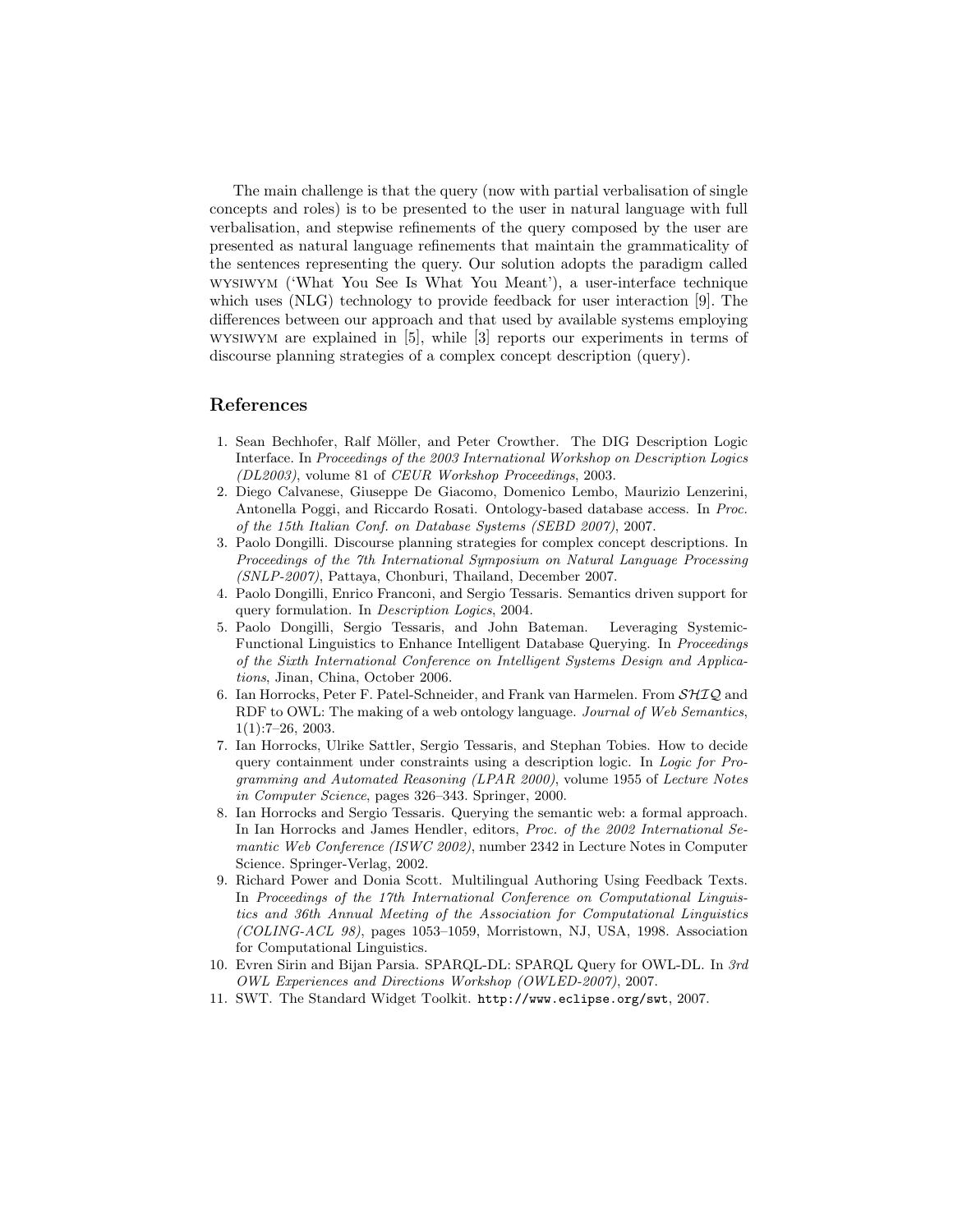The main challenge is that the query (now with partial verbalisation of single concepts and roles) is to be presented to the user in natural language with full verbalisation, and stepwise refinements of the query composed by the user are presented as natural language refinements that maintain the grammaticality of the sentences representing the query. Our solution adopts the paradigm called WYSIWYM ('What You See Is What You Meant'), a user-interface technique which uses (NLG) technology to provide feedback for user interaction [9]. The differences between our approach and that used by available systems employing WYSIWYM are explained in [5], while [3] reports our experiments in terms of discourse planning strategies of a complex concept description (query).

## References

1. Sean Bechhofer, Ralf Möller, and Peter Crowther. The DIG Description Logic Interface. In *Proceedings of the 2003 International Workshop on Description Logics (DL2003)*, volume 81 of *CEUR Workshop Proceedings*, 2003.
2. Diego Calvanese, Giuseppe De Giacomo, Domenico Lembo, Maurizio Lenzerini, Antonella Poggi, and Riccardo Rosati. Ontology-based database access. In *Proc. of the 15th Italian Conf. on Database Systems (SEBD 2007)*, 2007.
3. Paolo Dongilli. Discourse planning strategies for complex concept descriptions. In *Proceedings of the 7th International Symposium on Natural Language Processing (SNLP-2007)*, Pattaya, Chonburi, Thailand, December 2007.
4. Paolo Dongilli, Enrico Franconi, and Sergio Tessaris. Semantics driven support for query formulation. In *Description Logics*, 2004.
5. Paolo Dongilli, Sergio Tessaris, and John Bateman. Leveraging Systemic-Functional Linguistics to Enhance Intelligent Database Querying. In *Proceedings of the Sixth International Conference on Intelligent Systems Design and Applications*, Jinan, China, October 2006.
6. Ian Horrocks, Peter F. Patel-Schneider, and Frank van Harmelen. From $\mathcal{SHIQ}$ and RDF to OWL: The making of a web ontology language. *Journal of Web Semantics*, 1(1):7–26, 2003.
7. Ian Horrocks, Ulrike Sattler, Sergio Tessaris, and Stephan Tobies. How to decide query containment under constraints using a description logic. In *Logic for Programming and Automated Reasoning (LPAR 2000)*, volume 1955 of *Lecture Notes in Computer Science*, pages 326–343. Springer, 2000.
8. Ian Horrocks and Sergio Tessaris. Querying the semantic web: a formal approach. In Ian Horrocks and James Hendler, editors, *Proc. of the 2002 International Semantic Web Conference (ISWC 2002)*, number 2342 in Lecture Notes in Computer Science. Springer-Verlag, 2002.
9. Richard Power and Donia Scott. Multilingual Authoring Using Feedback Texts. In *Proceedings of the 17th International Conference on Computational Linguistics and 36th Annual Meeting of the Association for Computational Linguistics (COLING-ACL 98)*, pages 1053–1059, Morristown, NJ, USA, 1998. Association for Computational Linguistics.
10. Evren Sirin and Bijan Parsia. SPARQL-DL: SPARQL Query for OWL-DL. In *3rd OWL Experiences and Directions Workshop (OWLED-2007)*, 2007.
11. SWT. The Standard Widget Toolkit. `http://www.eclipse.org/swt`, 2007.